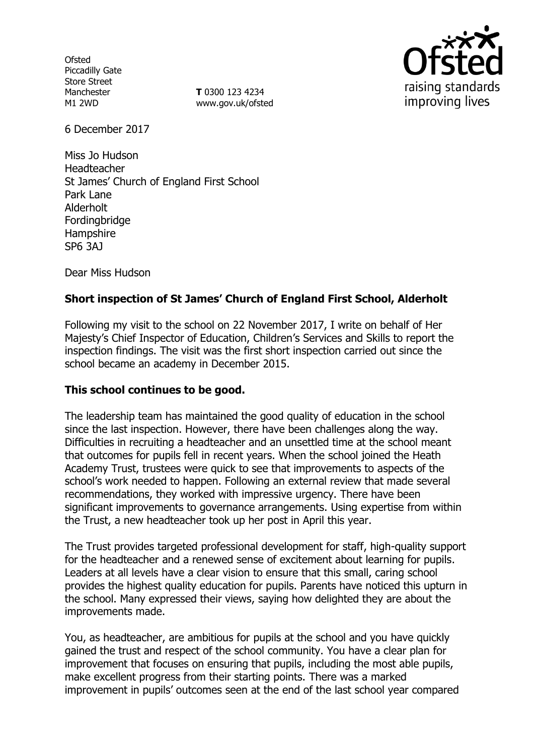Ofsted
Piccadilly Gate
Store Street
Manchester
M1 2WD

**T** 0300 123 4234
www.gov.uk/ofsted

6 December 2017

Miss Jo Hudson
Headteacher
St James' Church of England First School
Park Lane
Alderholt
Fordingbridge
Hampshire
SP6 3AJ

Dear Miss Hudson

**Short inspection of St James' Church of England First School, Alderholt**

Following my visit to the school on 22 November 2017, I write on behalf of Her Majesty's Chief Inspector of Education, Children's Services and Skills to report the inspection findings. The visit was the first short inspection carried out since the school became an academy in December 2015.

**This school continues to be good.**

The leadership team has maintained the good quality of education in the school since the last inspection. However, there have been challenges along the way. Difficulties in recruiting a headteacher and an unsettled time at the school meant that outcomes for pupils fell in recent years. When the school joined the Heath Academy Trust, trustees were quick to see that improvements to aspects of the school's work needed to happen. Following an external review that made several recommendations, they worked with impressive urgency. There have been significant improvements to governance arrangements. Using expertise from within the Trust, a new headteacher took up her post in April this year.

The Trust provides targeted professional development for staff, high-quality support for the headteacher and a renewed sense of excitement about learning for pupils. Leaders at all levels have a clear vision to ensure that this small, caring school provides the highest quality education for pupils. Parents have noticed this upturn in the school. Many expressed their views, saying how delighted they are about the improvements made.

You, as headteacher, are ambitious for pupils at the school and you have quickly gained the trust and respect of the school community. You have a clear plan for improvement that focuses on ensuring that pupils, including the most able pupils, make excellent progress from their starting points. There was a marked improvement in pupils' outcomes seen at the end of the last school year compared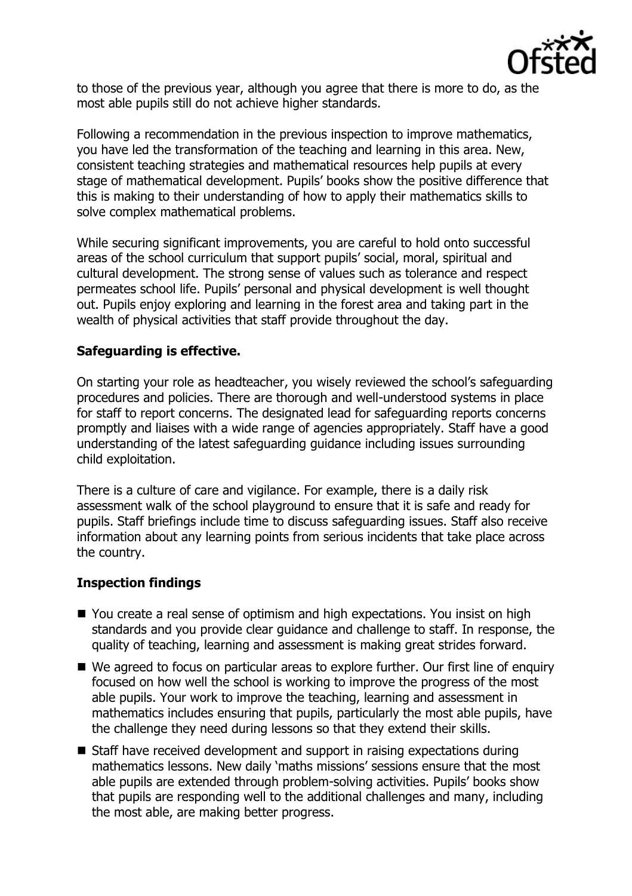to those of the previous year, although you agree that there is more to do, as the most able pupils still do not achieve higher standards.

Following a recommendation in the previous inspection to improve mathematics, you have led the transformation of the teaching and learning in this area. New, consistent teaching strategies and mathematical resources help pupils at every stage of mathematical development. Pupils' books show the positive difference that this is making to their understanding of how to apply their mathematics skills to solve complex mathematical problems.

While securing significant improvements, you are careful to hold onto successful areas of the school curriculum that support pupils' social, moral, spiritual and cultural development. The strong sense of values such as tolerance and respect permeates school life. Pupils' personal and physical development is well thought out. Pupils enjoy exploring and learning in the forest area and taking part in the wealth of physical activities that staff provide throughout the day.

## Safeguarding is effective.

On starting your role as headteacher, you wisely reviewed the school's safeguarding procedures and policies. There are thorough and well-understood systems in place for staff to report concerns. The designated lead for safeguarding reports concerns promptly and liaises with a wide range of agencies appropriately. Staff have a good understanding of the latest safeguarding guidance including issues surrounding child exploitation.

There is a culture of care and vigilance. For example, there is a daily risk assessment walk of the school playground to ensure that it is safe and ready for pupils. Staff briefings include time to discuss safeguarding issues. Staff also receive information about any learning points from serious incidents that take place across the country.

## Inspection findings

- You create a real sense of optimism and high expectations. You insist on high standards and you provide clear guidance and challenge to staff. In response, the quality of teaching, learning and assessment is making great strides forward.
- We agreed to focus on particular areas to explore further. Our first line of enquiry focused on how well the school is working to improve the progress of the most able pupils. Your work to improve the teaching, learning and assessment in mathematics includes ensuring that pupils, particularly the most able pupils, have the challenge they need during lessons so that they extend their skills.
- Staff have received development and support in raising expectations during mathematics lessons. New daily 'maths missions' sessions ensure that the most able pupils are extended through problem-solving activities. Pupils' books show that pupils are responding well to the additional challenges and many, including the most able, are making better progress.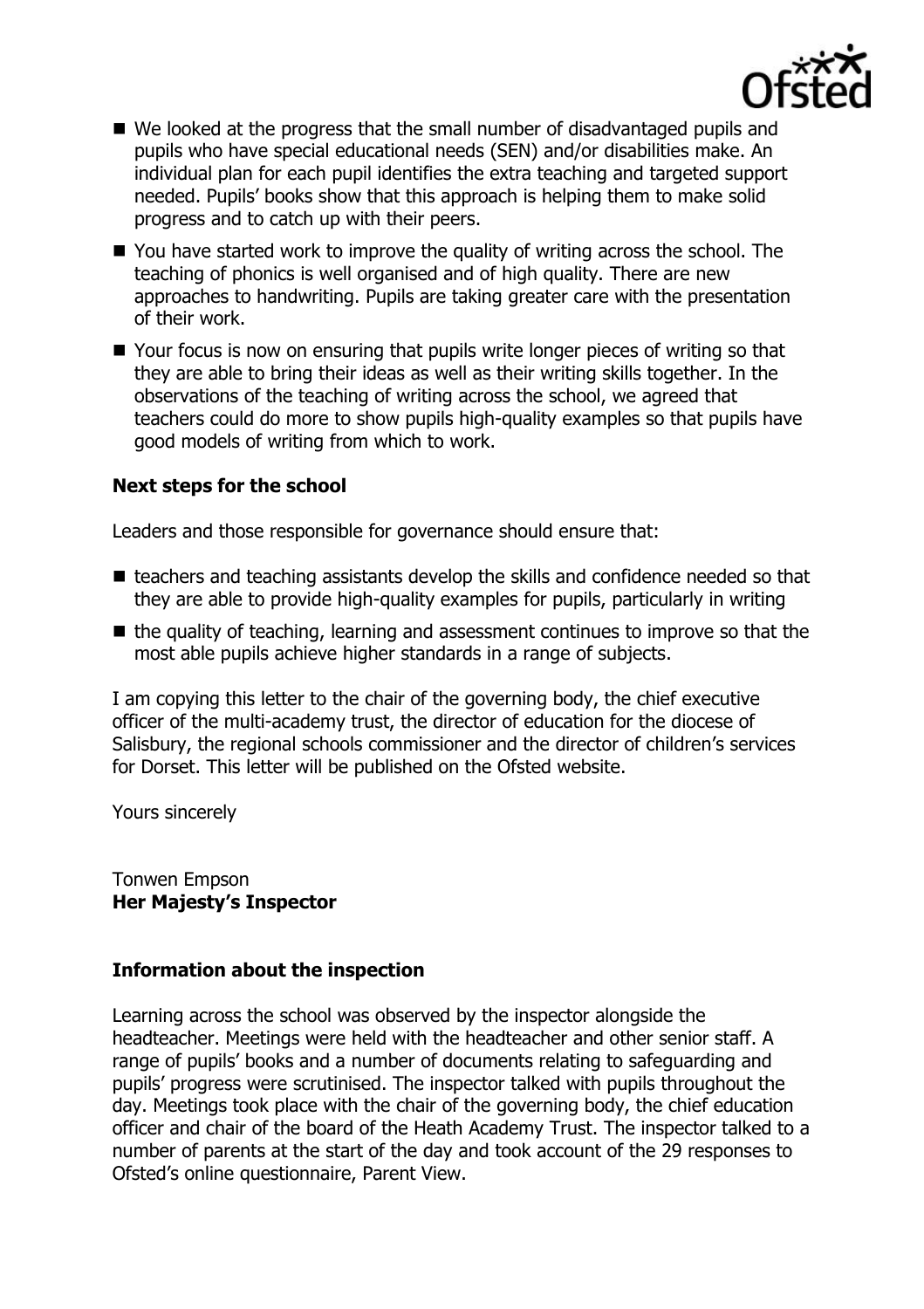- We looked at the progress that the small number of disadvantaged pupils and pupils who have special educational needs (SEN) and/or disabilities make. An individual plan for each pupil identifies the extra teaching and targeted support needed. Pupils' books show that this approach is helping them to make solid progress and to catch up with their peers.
- You have started work to improve the quality of writing across the school. The teaching of phonics is well organised and of high quality. There are new approaches to handwriting. Pupils are taking greater care with the presentation of their work.
- Your focus is now on ensuring that pupils write longer pieces of writing so that they are able to bring their ideas as well as their writing skills together. In the observations of the teaching of writing across the school, we agreed that teachers could do more to show pupils high-quality examples so that pupils have good models of writing from which to work.

**Next steps for the school**

Leaders and those responsible for governance should ensure that:

- teachers and teaching assistants develop the skills and confidence needed so that they are able to provide high-quality examples for pupils, particularly in writing
- the quality of teaching, learning and assessment continues to improve so that the most able pupils achieve higher standards in a range of subjects.

I am copying this letter to the chair of the governing body, the chief executive officer of the multi-academy trust, the director of education for the diocese of Salisbury, the regional schools commissioner and the director of children's services for Dorset. This letter will be published on the Ofsted website.

Yours sincerely

Tonwen Empson
**Her Majesty's Inspector**

**Information about the inspection**

Learning across the school was observed by the inspector alongside the headteacher. Meetings were held with the headteacher and other senior staff. A range of pupils' books and a number of documents relating to safeguarding and pupils' progress were scrutinised. The inspector talked with pupils throughout the day. Meetings took place with the chair of the governing body, the chief education officer and chair of the board of the Heath Academy Trust. The inspector talked to a number of parents at the start of the day and took account of the 29 responses to Ofsted's online questionnaire, Parent View.